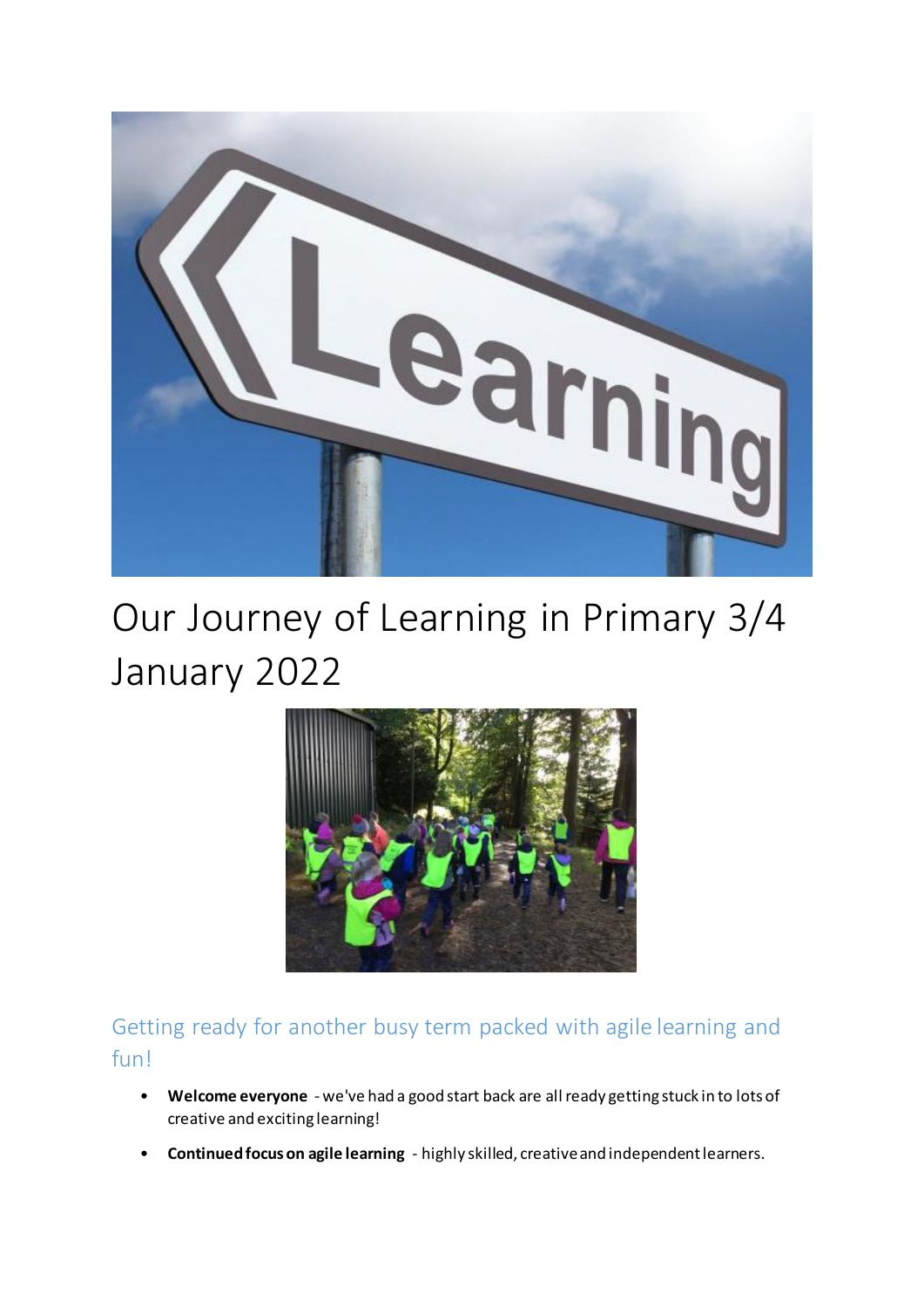# Our Journey of Learning in Primary 3/4 January 2022

## Getting ready for another busy term packed with agile learning and fun!

- **Welcome everyone** - we've had a good start back are all ready getting stuck in to lots of creative and exciting learning!
- **Continued focus on agile learning** - highly skilled, creative and independent learners.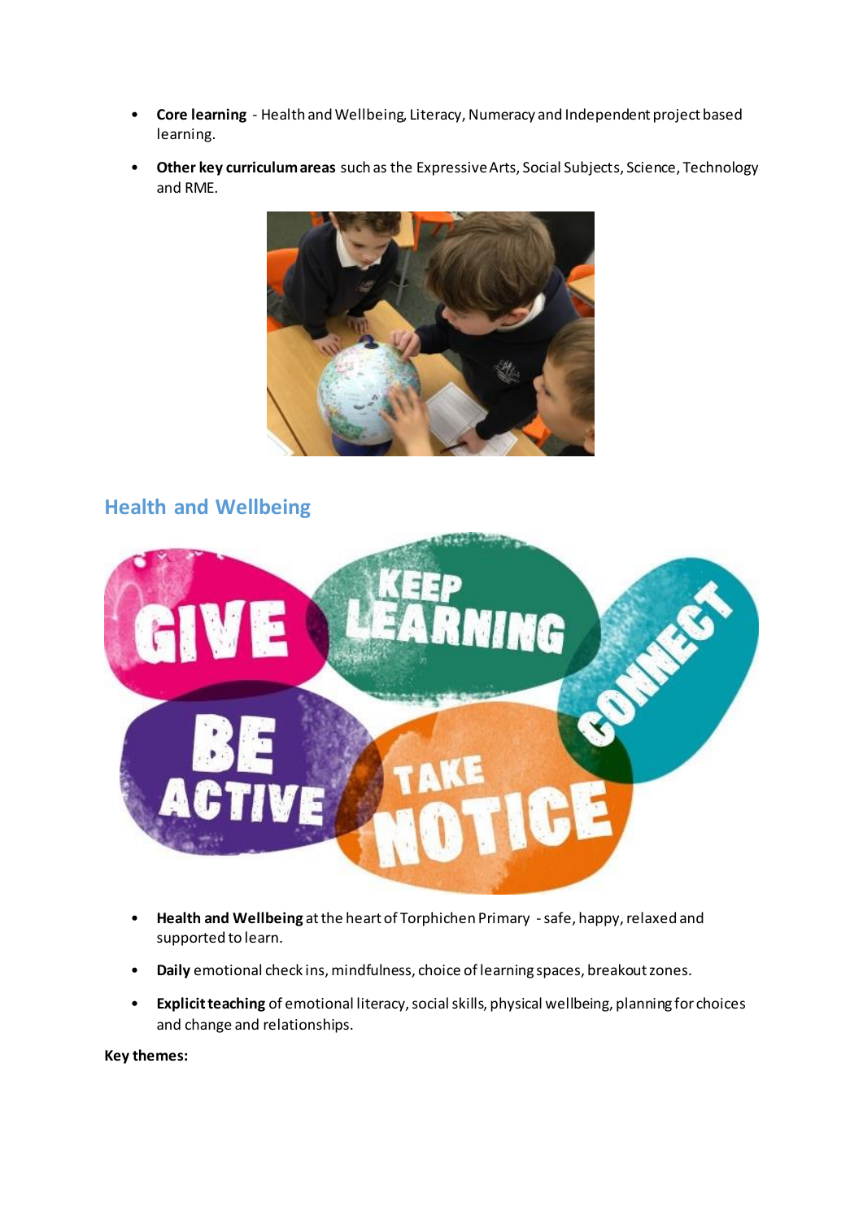- **Core learning** - Health and Wellbeing, Literacy, Numeracy and Independent project based learning.
- **Other key curriculum areas** such as the Expressive Arts, Social Subjects, Science, Technology and RME.

## Health and Wellbeing

- **Health and Wellbeing** at the heart of Torphichen Primary - safe, happy, relaxed and supported to learn.
- **Daily** emotional check ins, mindfulness, choice of learning spaces, breakout zones.
- **Explicit teaching** of emotional literacy, social skills, physical wellbeing, planning for choices and change and relationships.

**Key themes:**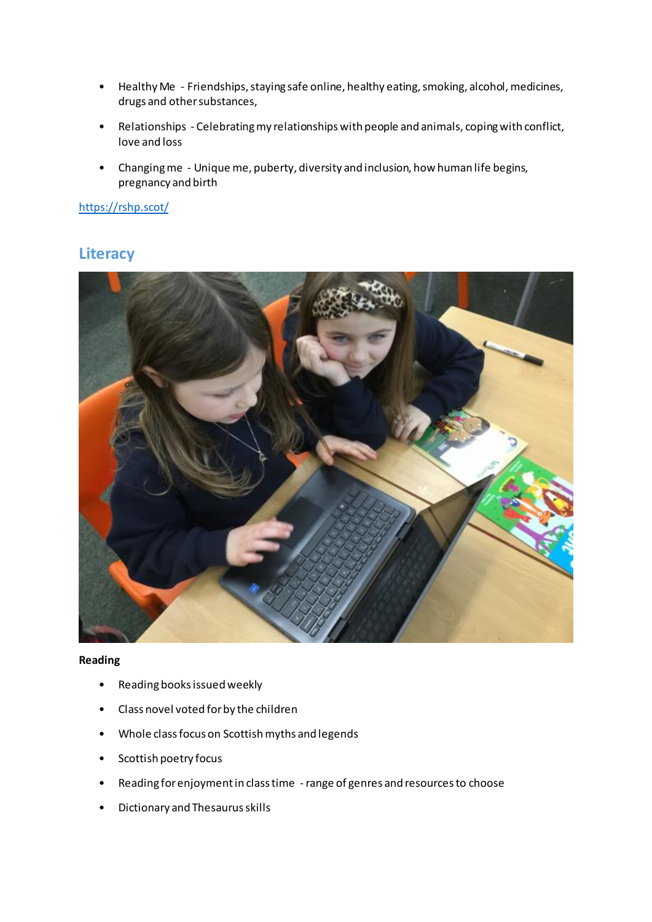- Healthy Me - Friendships, staying safe online, healthy eating, smoking, alcohol, medicines, drugs and other substances,
- Relationships - Celebrating my relationships with people and animals, coping with conflict, love and loss
- Changing me - Unique me, puberty, diversity and inclusion, how human life begins, pregnancy and birth

[https://rshp.scot/](https://rshp.scot/)

## Literacy

**Reading**

- Reading books issued weekly
- Class novel voted for by the children
- Whole class focus on Scottish myths and legends
- Scottish poetry focus
- Reading for enjoyment in class time - range of genres and resources to choose
- Dictionary and Thesaurus skills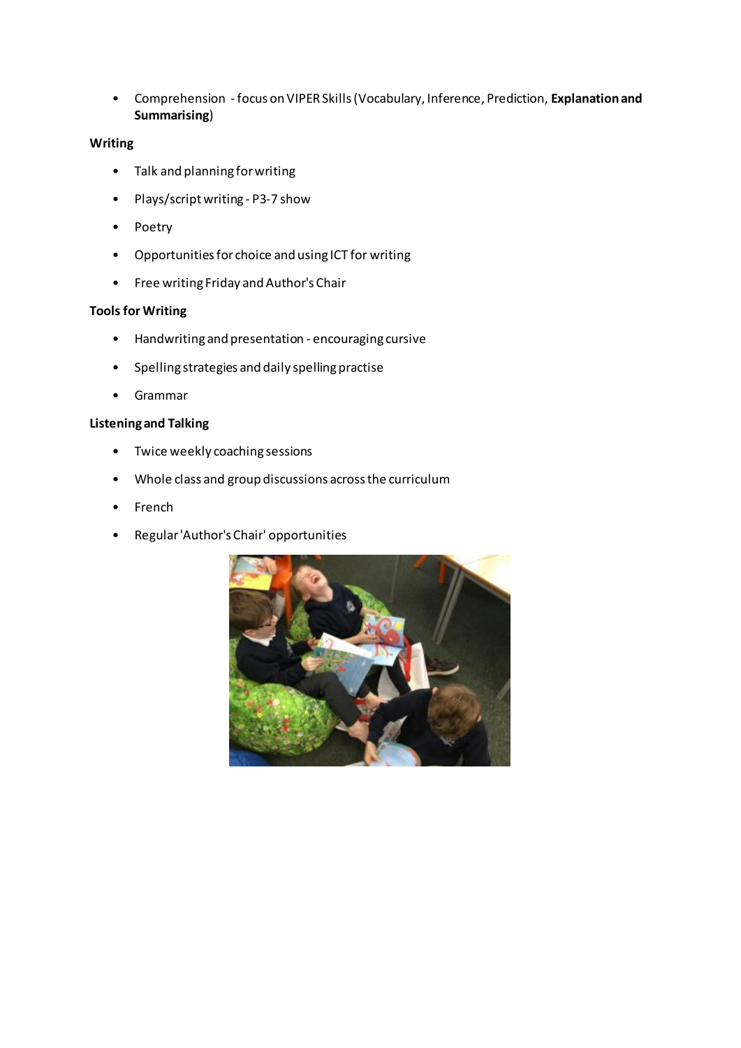- Comprehension - focus on VIPER Skills (Vocabulary, Inference, Prediction, **Explanation and Summarising**)

**Writing**

- Talk and planning for writing
- Plays/script writing - P3-7 show
- Poetry
- Opportunities for choice and using ICT for writing
- Free writing Friday and Author's Chair

**Tools for Writing**

- Handwriting and presentation - encouraging cursive
- Spelling strategies and daily spelling practise
- Grammar

**Listening and Talking**

- Twice weekly coaching sessions
- Whole class and group discussions across the curriculum
- French
- Regular 'Author's Chair' opportunities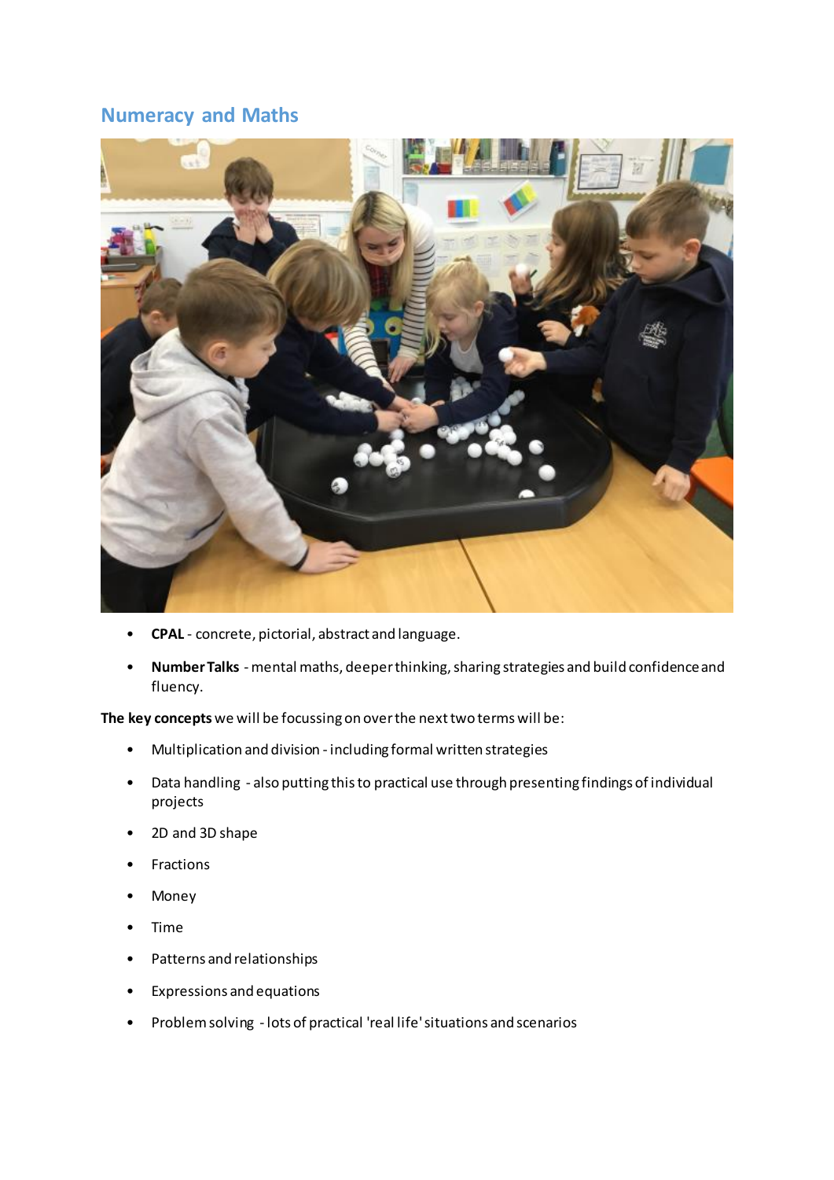## Numeracy and Maths

- **CPAL** - concrete, pictorial, abstract and language.
- **Number Talks** - mental maths, deeper thinking, sharing strategies and build confidence and fluency.

**The key concepts** we will be focussing on over the next two terms will be:

- Multiplication and division - including formal written strategies
- Data handling - also putting this to practical use through presenting findings of individual projects
- 2D and 3D shape
- Fractions
- Money
- Time
- Patterns and relationships
- Expressions and equations
- Problem solving - lots of practical 'real life' situations and scenarios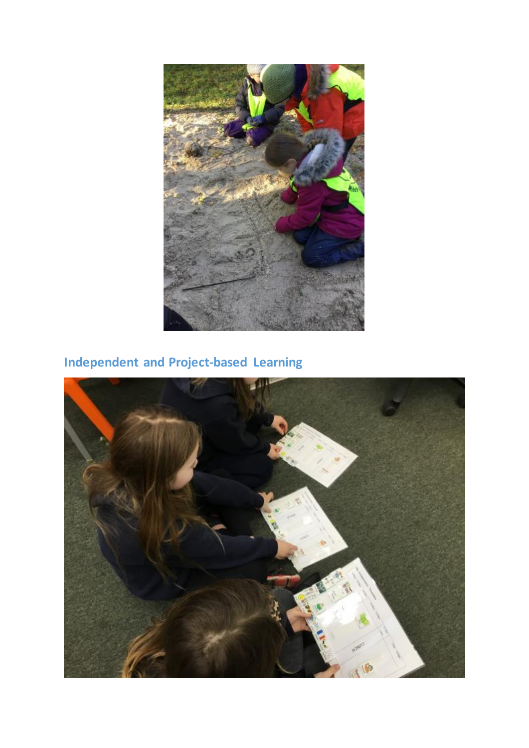## Independent and Project-based Learning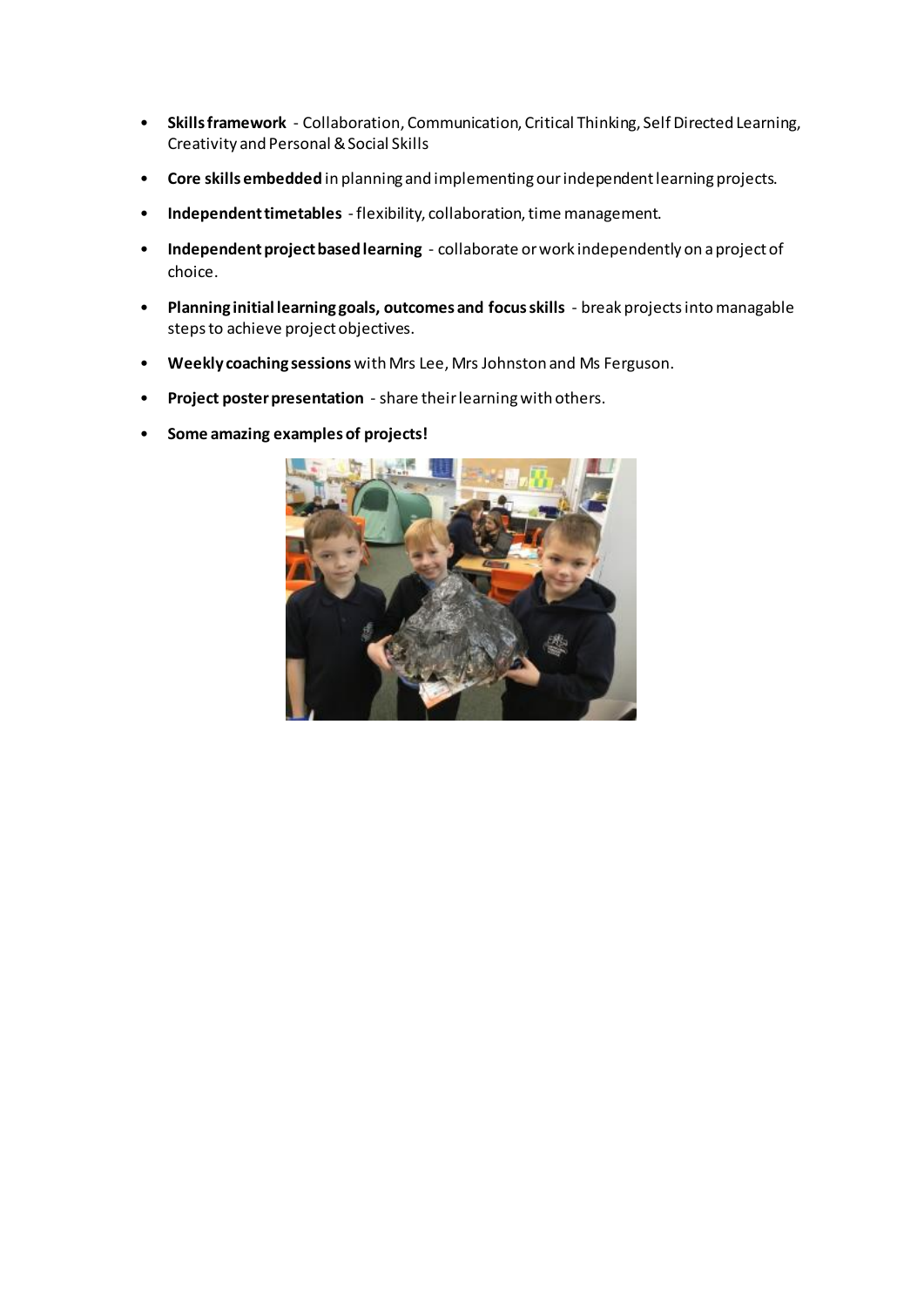- **Skills framework** - Collaboration, Communication, Critical Thinking, Self Directed Learning, Creativity and Personal & Social Skills
- **Core skills embedded** in planning and implementing our independent learning projects.
- **Independent timetables** - flexibility, collaboration, time management.
- **Independent project based learning** - collaborate or work independently on a project of choice.
- **Planning initial learning goals, outcomes and focus skills** - break projects into managable steps to achieve project objectives.
- **Weekly coaching sessions** with Mrs Lee, Mrs Johnston and Ms Ferguson.
- **Project poster presentation** - share their learning with others.
- **Some amazing examples of projects!**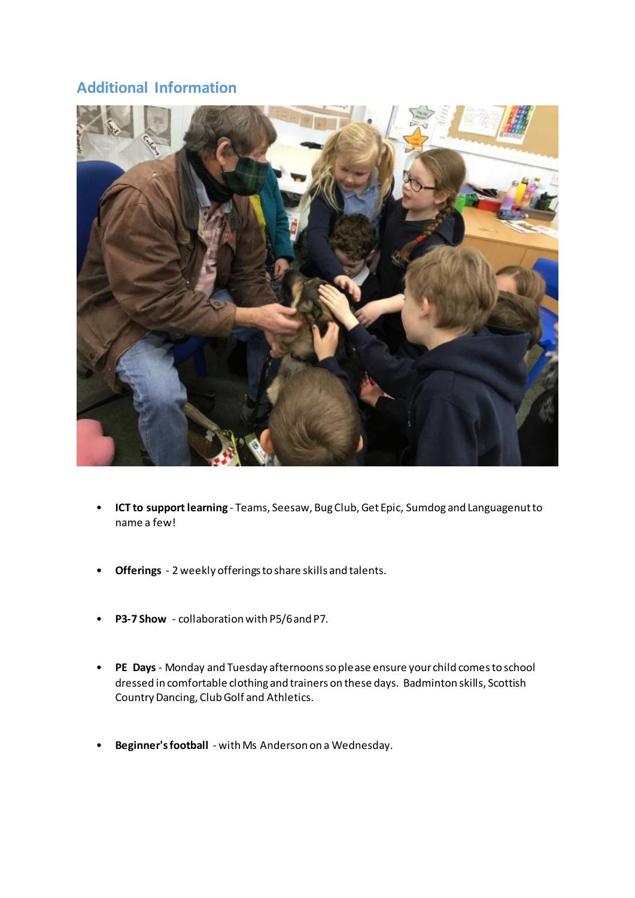## Additional Information

- **ICT to support learning** - Teams, Seesaw, Bug Club, Get Epic, Sumdog and Languagenut to name a few!

- **Offerings** - 2 weekly offerings to share skills and talents.

- **P3-7 Show** - collaboration with P5/6 and P7.

- **PE Days** - Monday and Tuesday afternoons so please ensure your child comes to school dressed in comfortable clothing and trainers on these days. Badminton skills, Scottish Country Dancing, Club Golf and Athletics.

- **Beginner's football** - with Ms Anderson on a Wednesday.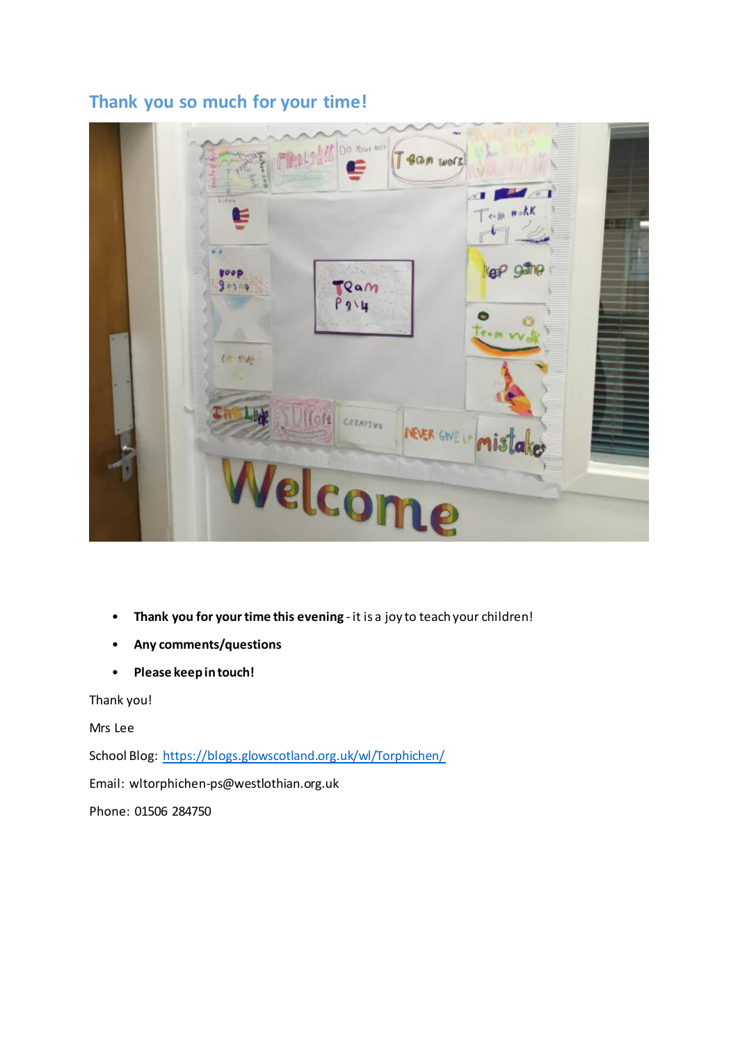## Thank you so much for your time!

- **Thank you for your time this evening** - it is a joy to teach your children!
- **Any comments/questions**
- **Please keep in touch!**

Thank you!

Mrs Lee

School Blog: https://blogs.glowscotland.org.uk/wl/Torphichen/

Email: wltorphichen-ps@westlothian.org.uk

Phone: 01506 284750